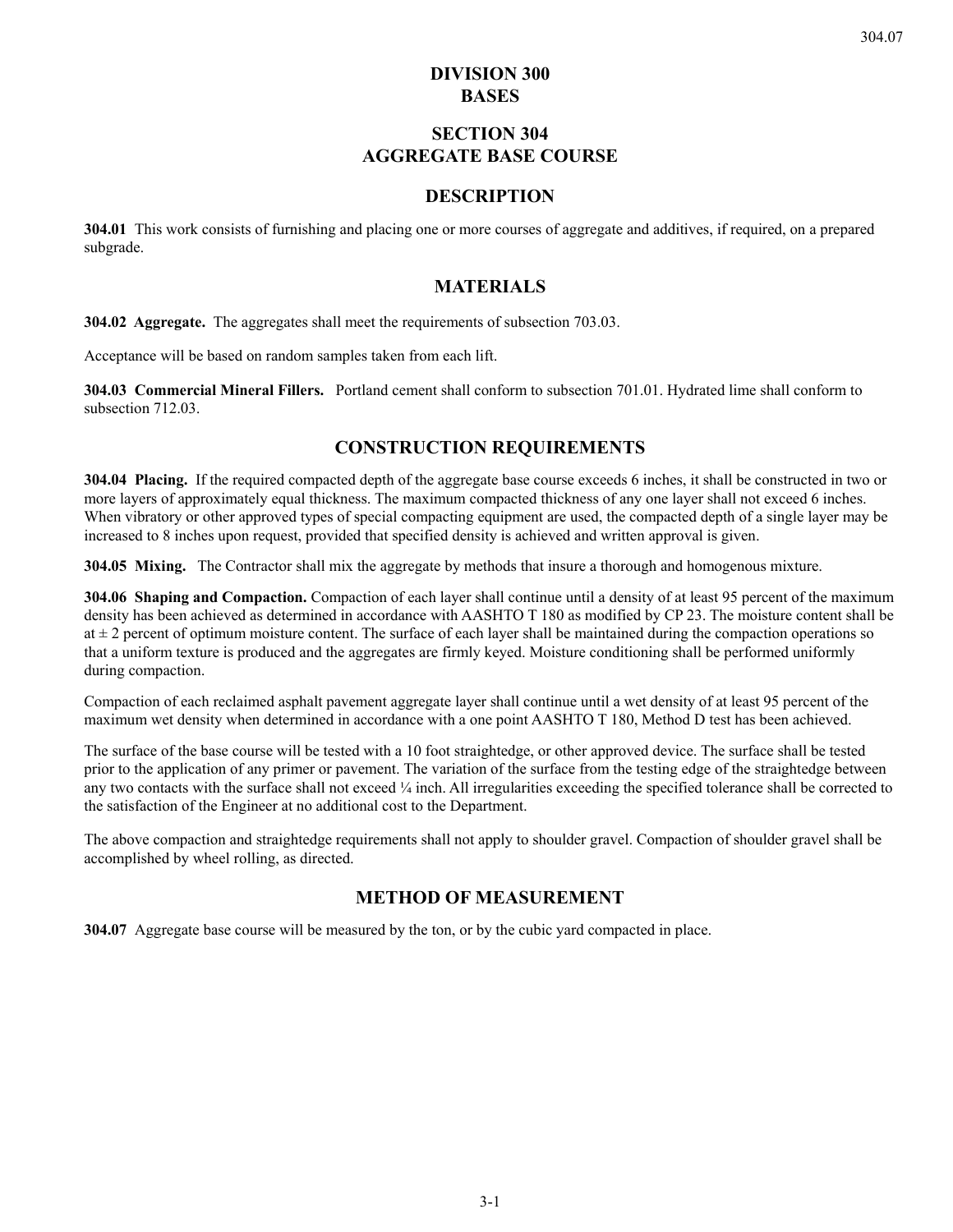# DIVISION 300
# BASES

## SECTION 304
## AGGREGATE BASE COURSE

### DESCRIPTION

**304.01** This work consists of furnishing and placing one or more courses of aggregate and additives, if required, on a prepared subgrade.

### MATERIALS

**304.02 Aggregate.** The aggregates shall meet the requirements of subsection 703.03.

Acceptance will be based on random samples taken from each lift.

**304.03 Commercial Mineral Fillers.** Portland cement shall conform to subsection 701.01. Hydrated lime shall conform to subsection 712.03.

### CONSTRUCTION REQUIREMENTS

**304.04 Placing.** If the required compacted depth of the aggregate base course exceeds 6 inches, it shall be constructed in two or more layers of approximately equal thickness. The maximum compacted thickness of any one layer shall not exceed 6 inches. When vibratory or other approved types of special compacting equipment are used, the compacted depth of a single layer may be increased to 8 inches upon request, provided that specified density is achieved and written approval is given.

**304.05 Mixing.** The Contractor shall mix the aggregate by methods that insure a thorough and homogenous mixture.

**304.06 Shaping and Compaction.** Compaction of each layer shall continue until a density of at least 95 percent of the maximum density has been achieved as determined in accordance with AASHTO T 180 as modified by CP 23. The moisture content shall be at ± 2 percent of optimum moisture content. The surface of each layer shall be maintained during the compaction operations so that a uniform texture is produced and the aggregates are firmly keyed. Moisture conditioning shall be performed uniformly during compaction.

Compaction of each reclaimed asphalt pavement aggregate layer shall continue until a wet density of at least 95 percent of the maximum wet density when determined in accordance with a one point AASHTO T 180, Method D test has been achieved.

The surface of the base course will be tested with a 10 foot straightedge, or other approved device. The surface shall be tested prior to the application of any primer or pavement. The variation of the surface from the testing edge of the straightedge between any two contacts with the surface shall not exceed ¼ inch. All irregularities exceeding the specified tolerance shall be corrected to the satisfaction of the Engineer at no additional cost to the Department.

The above compaction and straightedge requirements shall not apply to shoulder gravel. Compaction of shoulder gravel shall be accomplished by wheel rolling, as directed.

### METHOD OF MEASUREMENT

**304.07** Aggregate base course will be measured by the ton, or by the cubic yard compacted in place.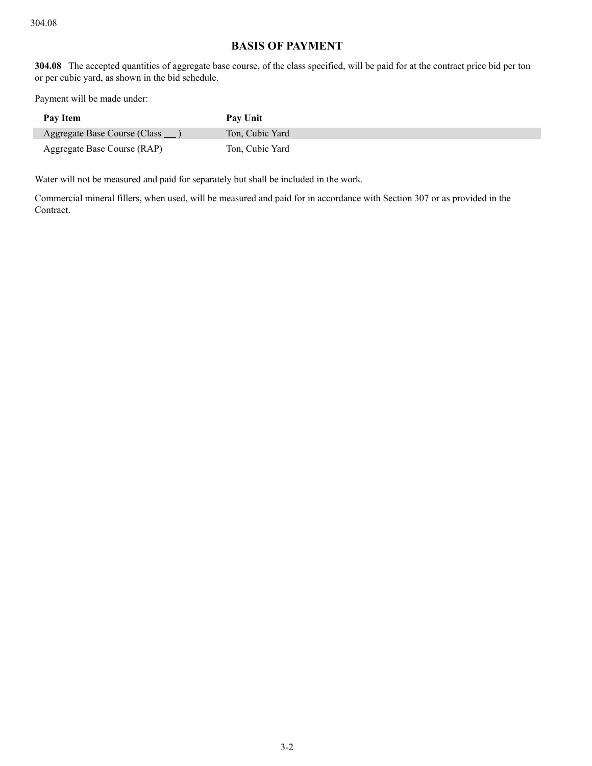## BASIS OF PAYMENT

**304.08** The accepted quantities of aggregate base course, of the class specified, will be paid for at the contract price bid per ton or per cubic yard, as shown in the bid schedule.

Payment will be made under:

| Pay Item | Pay Unit |
|---|---|
| Aggregate Base Course (Class ___ ) | Ton, Cubic Yard |
| Aggregate Base Course (RAP) | Ton, Cubic Yard |

Water will not be measured and paid for separately but shall be included in the work.

Commercial mineral fillers, when used, will be measured and paid for in accordance with Section 307 or as provided in the Contract.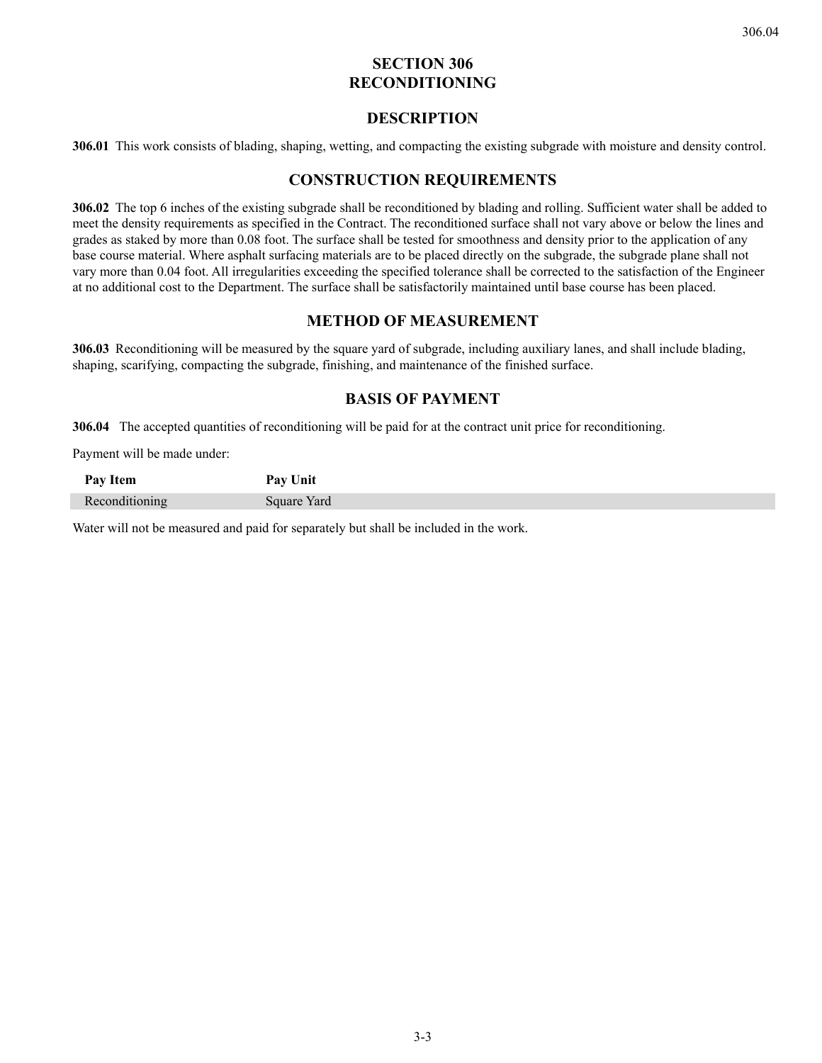# SECTION 306
# RECONDITIONING

## DESCRIPTION

**306.01** This work consists of blading, shaping, wetting, and compacting the existing subgrade with moisture and density control.

## CONSTRUCTION REQUIREMENTS

**306.02** The top 6 inches of the existing subgrade shall be reconditioned by blading and rolling. Sufficient water shall be added to meet the density requirements as specified in the Contract. The reconditioned surface shall not vary above or below the lines and grades as staked by more than 0.08 foot. The surface shall be tested for smoothness and density prior to the application of any base course material. Where asphalt surfacing materials are to be placed directly on the subgrade, the subgrade plane shall not vary more than 0.04 foot. All irregularities exceeding the specified tolerance shall be corrected to the satisfaction of the Engineer at no additional cost to the Department. The surface shall be satisfactorily maintained until base course has been placed.

## METHOD OF MEASUREMENT

**306.03** Reconditioning will be measured by the square yard of subgrade, including auxiliary lanes, and shall include blading, shaping, scarifying, compacting the subgrade, finishing, and maintenance of the finished surface.

## BASIS OF PAYMENT

**306.04** The accepted quantities of reconditioning will be paid for at the contract unit price for reconditioning.

Payment will be made under:

| Pay Item | Pay Unit |
|---|---|
| Reconditioning | Square Yard |

Water will not be measured and paid for separately but shall be included in the work.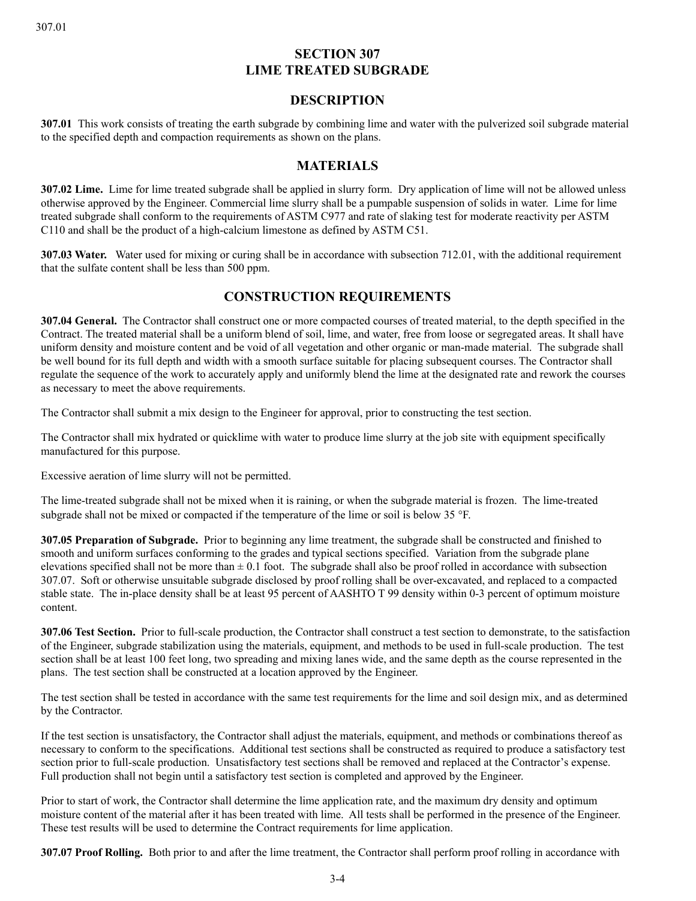# SECTION 307
# LIME TREATED SUBGRADE

## DESCRIPTION

**307.01** This work consists of treating the earth subgrade by combining lime and water with the pulverized soil subgrade material to the specified depth and compaction requirements as shown on the plans.

## MATERIALS

**307.02 Lime.** Lime for lime treated subgrade shall be applied in slurry form. Dry application of lime will not be allowed unless otherwise approved by the Engineer. Commercial lime slurry shall be a pumpable suspension of solids in water. Lime for lime treated subgrade shall conform to the requirements of ASTM C977 and rate of slaking test for moderate reactivity per ASTM C110 and shall be the product of a high-calcium limestone as defined by ASTM C51.

**307.03 Water.** Water used for mixing or curing shall be in accordance with subsection 712.01, with the additional requirement that the sulfate content shall be less than 500 ppm.

## CONSTRUCTION REQUIREMENTS

**307.04 General.** The Contractor shall construct one or more compacted courses of treated material, to the depth specified in the Contract. The treated material shall be a uniform blend of soil, lime, and water, free from loose or segregated areas. It shall have uniform density and moisture content and be void of all vegetation and other organic or man-made material. The subgrade shall be well bound for its full depth and width with a smooth surface suitable for placing subsequent courses. The Contractor shall regulate the sequence of the work to accurately apply and uniformly blend the lime at the designated rate and rework the courses as necessary to meet the above requirements.

The Contractor shall submit a mix design to the Engineer for approval, prior to constructing the test section.

The Contractor shall mix hydrated or quicklime with water to produce lime slurry at the job site with equipment specifically manufactured for this purpose.

Excessive aeration of lime slurry will not be permitted.

The lime-treated subgrade shall not be mixed when it is raining, or when the subgrade material is frozen. The lime-treated subgrade shall not be mixed or compacted if the temperature of the lime or soil is below 35 °F.

**307.05 Preparation of Subgrade.** Prior to beginning any lime treatment, the subgrade shall be constructed and finished to smooth and uniform surfaces conforming to the grades and typical sections specified. Variation from the subgrade plane elevations specified shall not be more than ± 0.1 foot. The subgrade shall also be proof rolled in accordance with subsection 307.07. Soft or otherwise unsuitable subgrade disclosed by proof rolling shall be over-excavated, and replaced to a compacted stable state. The in-place density shall be at least 95 percent of AASHTO T 99 density within 0-3 percent of optimum moisture content.

**307.06 Test Section.** Prior to full-scale production, the Contractor shall construct a test section to demonstrate, to the satisfaction of the Engineer, subgrade stabilization using the materials, equipment, and methods to be used in full-scale production. The test section shall be at least 100 feet long, two spreading and mixing lanes wide, and the same depth as the course represented in the plans. The test section shall be constructed at a location approved by the Engineer.

The test section shall be tested in accordance with the same test requirements for the lime and soil design mix, and as determined by the Contractor.

If the test section is unsatisfactory, the Contractor shall adjust the materials, equipment, and methods or combinations thereof as necessary to conform to the specifications. Additional test sections shall be constructed as required to produce a satisfactory test section prior to full-scale production. Unsatisfactory test sections shall be removed and replaced at the Contractor's expense. Full production shall not begin until a satisfactory test section is completed and approved by the Engineer.

Prior to start of work, the Contractor shall determine the lime application rate, and the maximum dry density and optimum moisture content of the material after it has been treated with lime. All tests shall be performed in the presence of the Engineer. These test results will be used to determine the Contract requirements for lime application.

**307.07 Proof Rolling.** Both prior to and after the lime treatment, the Contractor shall perform proof rolling in accordance with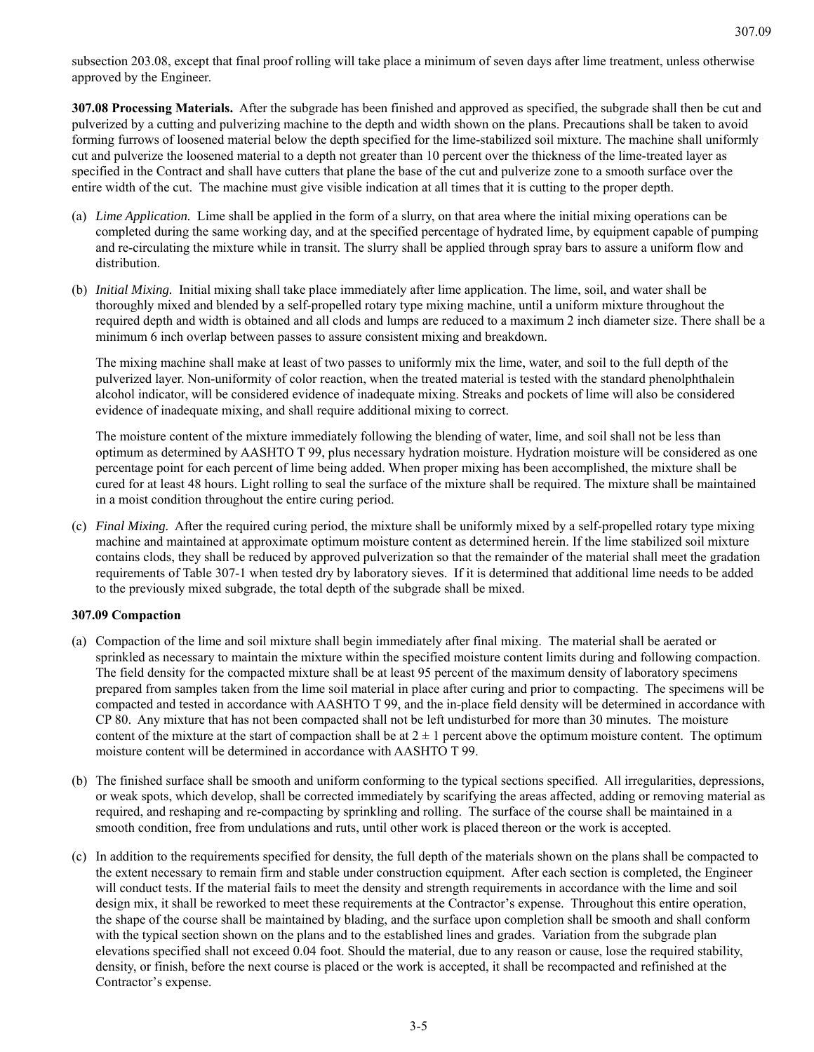subsection 203.08, except that final proof rolling will take place a minimum of seven days after lime treatment, unless otherwise approved by the Engineer.

**307.08 Processing Materials.** After the subgrade has been finished and approved as specified, the subgrade shall then be cut and pulverized by a cutting and pulverizing machine to the depth and width shown on the plans. Precautions shall be taken to avoid forming furrows of loosened material below the depth specified for the lime-stabilized soil mixture. The machine shall uniformly cut and pulverize the loosened material to a depth not greater than 10 percent over the thickness of the lime-treated layer as specified in the Contract and shall have cutters that plane the base of the cut and pulverize zone to a smooth surface over the entire width of the cut. The machine must give visible indication at all times that it is cutting to the proper depth.

(a) *Lime Application.* Lime shall be applied in the form of a slurry, on that area where the initial mixing operations can be completed during the same working day, and at the specified percentage of hydrated lime, by equipment capable of pumping and re-circulating the mixture while in transit. The slurry shall be applied through spray bars to assure a uniform flow and distribution.

(b) *Initial Mixing.* Initial mixing shall take place immediately after lime application. The lime, soil, and water shall be thoroughly mixed and blended by a self-propelled rotary type mixing machine, until a uniform mixture throughout the required depth and width is obtained and all clods and lumps are reduced to a maximum 2 inch diameter size. There shall be a minimum 6 inch overlap between passes to assure consistent mixing and breakdown.

   The mixing machine shall make at least of two passes to uniformly mix the lime, water, and soil to the full depth of the pulverized layer. Non-uniformity of color reaction, when the treated material is tested with the standard phenolphthalein alcohol indicator, will be considered evidence of inadequate mixing. Streaks and pockets of lime will also be considered evidence of inadequate mixing, and shall require additional mixing to correct.

   The moisture content of the mixture immediately following the blending of water, lime, and soil shall not be less than optimum as determined by AASHTO T 99, plus necessary hydration moisture. Hydration moisture will be considered as one percentage point for each percent of lime being added. When proper mixing has been accomplished, the mixture shall be cured for at least 48 hours. Light rolling to seal the surface of the mixture shall be required. The mixture shall be maintained in a moist condition throughout the entire curing period.

(c) *Final Mixing.* After the required curing period, the mixture shall be uniformly mixed by a self-propelled rotary type mixing machine and maintained at approximate optimum moisture content as determined herein. If the lime stabilized soil mixture contains clods, they shall be reduced by approved pulverization so that the remainder of the material shall meet the gradation requirements of Table 307-1 when tested dry by laboratory sieves. If it is determined that additional lime needs to be added to the previously mixed subgrade, the total depth of the subgrade shall be mixed.

**307.09 Compaction**

(a) Compaction of the lime and soil mixture shall begin immediately after final mixing. The material shall be aerated or sprinkled as necessary to maintain the mixture within the specified moisture content limits during and following compaction. The field density for the compacted mixture shall be at least 95 percent of the maximum density of laboratory specimens prepared from samples taken from the lime soil material in place after curing and prior to compacting. The specimens will be compacted and tested in accordance with AASHTO T 99, and the in-place field density will be determined in accordance with CP 80. Any mixture that has not been compacted shall not be left undisturbed for more than 30 minutes. The moisture content of the mixture at the start of compaction shall be at $2 \pm 1$ percent above the optimum moisture content. The optimum moisture content will be determined in accordance with AASHTO T 99.

(b) The finished surface shall be smooth and uniform conforming to the typical sections specified. All irregularities, depressions, or weak spots, which develop, shall be corrected immediately by scarifying the areas affected, adding or removing material as required, and reshaping and re-compacting by sprinkling and rolling. The surface of the course shall be maintained in a smooth condition, free from undulations and ruts, until other work is placed thereon or the work is accepted.

(c) In addition to the requirements specified for density, the full depth of the materials shown on the plans shall be compacted to the extent necessary to remain firm and stable under construction equipment. After each section is completed, the Engineer will conduct tests. If the material fails to meet the density and strength requirements in accordance with the lime and soil design mix, it shall be reworked to meet these requirements at the Contractor's expense. Throughout this entire operation, the shape of the course shall be maintained by blading, and the surface upon completion shall be smooth and shall conform with the typical section shown on the plans and to the established lines and grades. Variation from the subgrade plan elevations specified shall not exceed 0.04 foot. Should the material, due to any reason or cause, lose the required stability, density, or finish, before the next course is placed or the work is accepted, it shall be recompacted and refinished at the Contractor's expense.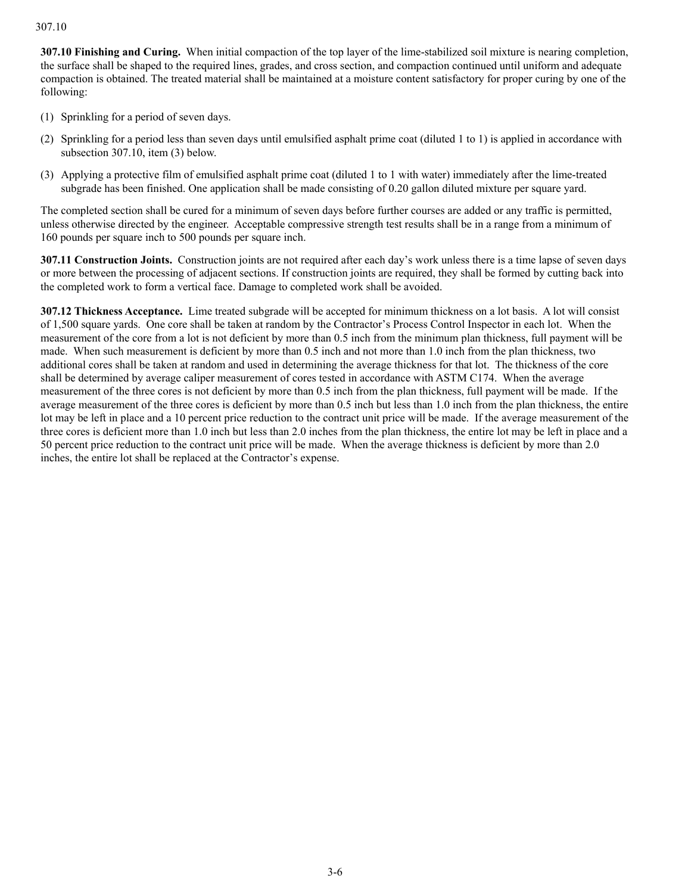**307.10 Finishing and Curing.** When initial compaction of the top layer of the lime-stabilized soil mixture is nearing completion, the surface shall be shaped to the required lines, grades, and cross section, and compaction continued until uniform and adequate compaction is obtained. The treated material shall be maintained at a moisture content satisfactory for proper curing by one of the following:

(1) Sprinkling for a period of seven days.

(2) Sprinkling for a period less than seven days until emulsified asphalt prime coat (diluted 1 to 1) is applied in accordance with subsection 307.10, item (3) below.

(3) Applying a protective film of emulsified asphalt prime coat (diluted 1 to 1 with water) immediately after the lime-treated subgrade has been finished. One application shall be made consisting of 0.20 gallon diluted mixture per square yard.

The completed section shall be cured for a minimum of seven days before further courses are added or any traffic is permitted, unless otherwise directed by the engineer. Acceptable compressive strength test results shall be in a range from a minimum of 160 pounds per square inch to 500 pounds per square inch.

**307.11 Construction Joints.** Construction joints are not required after each day's work unless there is a time lapse of seven days or more between the processing of adjacent sections. If construction joints are required, they shall be formed by cutting back into the completed work to form a vertical face. Damage to completed work shall be avoided.

**307.12 Thickness Acceptance.** Lime treated subgrade will be accepted for minimum thickness on a lot basis. A lot will consist of 1,500 square yards. One core shall be taken at random by the Contractor's Process Control Inspector in each lot. When the measurement of the core from a lot is not deficient by more than 0.5 inch from the minimum plan thickness, full payment will be made. When such measurement is deficient by more than 0.5 inch and not more than 1.0 inch from the plan thickness, two additional cores shall be taken at random and used in determining the average thickness for that lot. The thickness of the core shall be determined by average caliper measurement of cores tested in accordance with ASTM C174. When the average measurement of the three cores is not deficient by more than 0.5 inch from the plan thickness, full payment will be made. If the average measurement of the three cores is deficient by more than 0.5 inch but less than 1.0 inch from the plan thickness, the entire lot may be left in place and a 10 percent price reduction to the contract unit price will be made. If the average measurement of the three cores is deficient more than 1.0 inch but less than 2.0 inches from the plan thickness, the entire lot may be left in place and a 50 percent price reduction to the contract unit price will be made. When the average thickness is deficient by more than 2.0 inches, the entire lot shall be replaced at the Contractor's expense.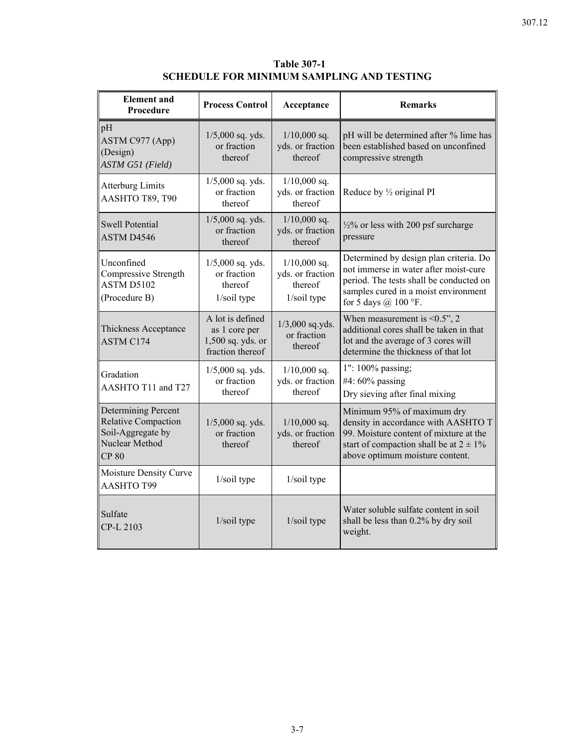**Table 307-1**
**SCHEDULE FOR MINIMUM SAMPLING AND TESTING**

| Element and Procedure | Process Control | Acceptance | Remarks |
|---|---|---|---|
| pH<br>ASTM C977 (App) (Design)<br>*ASTM G51 (Field)* | 1/5,000 sq. yds. or fraction thereof | 1/10,000 sq. yds. or fraction thereof | pH will be determined after % lime has been established based on unconfined compressive strength |
| Atterburg Limits<br>AASHTO T89, T90 | 1/5,000 sq. yds. or fraction thereof | 1/10,000 sq. yds. or fraction thereof | Reduce by ½ original PI |
| Swell Potential<br>ASTM D4546 | 1/5,000 sq. yds. or fraction thereof | 1/10,000 sq. yds. or fraction thereof | ½% or less with 200 psf surcharge pressure |
| Unconfined Compressive Strength<br>ASTM D5102<br>(Procedure B) | 1/5,000 sq. yds. or fraction thereof<br>1/soil type | 1/10,000 sq. yds. or fraction thereof<br>1/soil type | Determined by design plan criteria. Do not immerse in water after moist-cure period. The tests shall be conducted on samples cured in a moist environment for 5 days @ 100 °F. |
| Thickness Acceptance<br>ASTM C174 | A lot is defined as 1 core per 1,500 sq. yds. or fraction thereof | 1/3,000 sq.yds. or fraction thereof | When measurement is <0.5", 2 additional cores shall be taken in that lot and the average of 3 cores will determine the thickness of that lot |
| Gradation<br>AASHTO T11 and T27 | 1/5,000 sq. yds. or fraction thereof | 1/10,000 sq. yds. or fraction thereof | 1": 100% passing;<br>#4: 60% passing<br>Dry sieving after final mixing |
| Determining Percent Relative Compaction Soil-Aggregate by Nuclear Method<br>CP 80 | 1/5,000 sq. yds. or fraction thereof | 1/10,000 sq. yds. or fraction thereof | Minimum 95% of maximum dry density in accordance with AASHTO T 99. Moisture content of mixture at the start of compaction shall be at 2 ± 1% above optimum moisture content. |
| Moisture Density Curve<br>AASHTO T99 | 1/soil type | 1/soil type | |
| Sulfate<br>CP-L 2103 | 1/soil type | 1/soil type | Water soluble sulfate content in soil shall be less than 0.2% by dry soil weight. |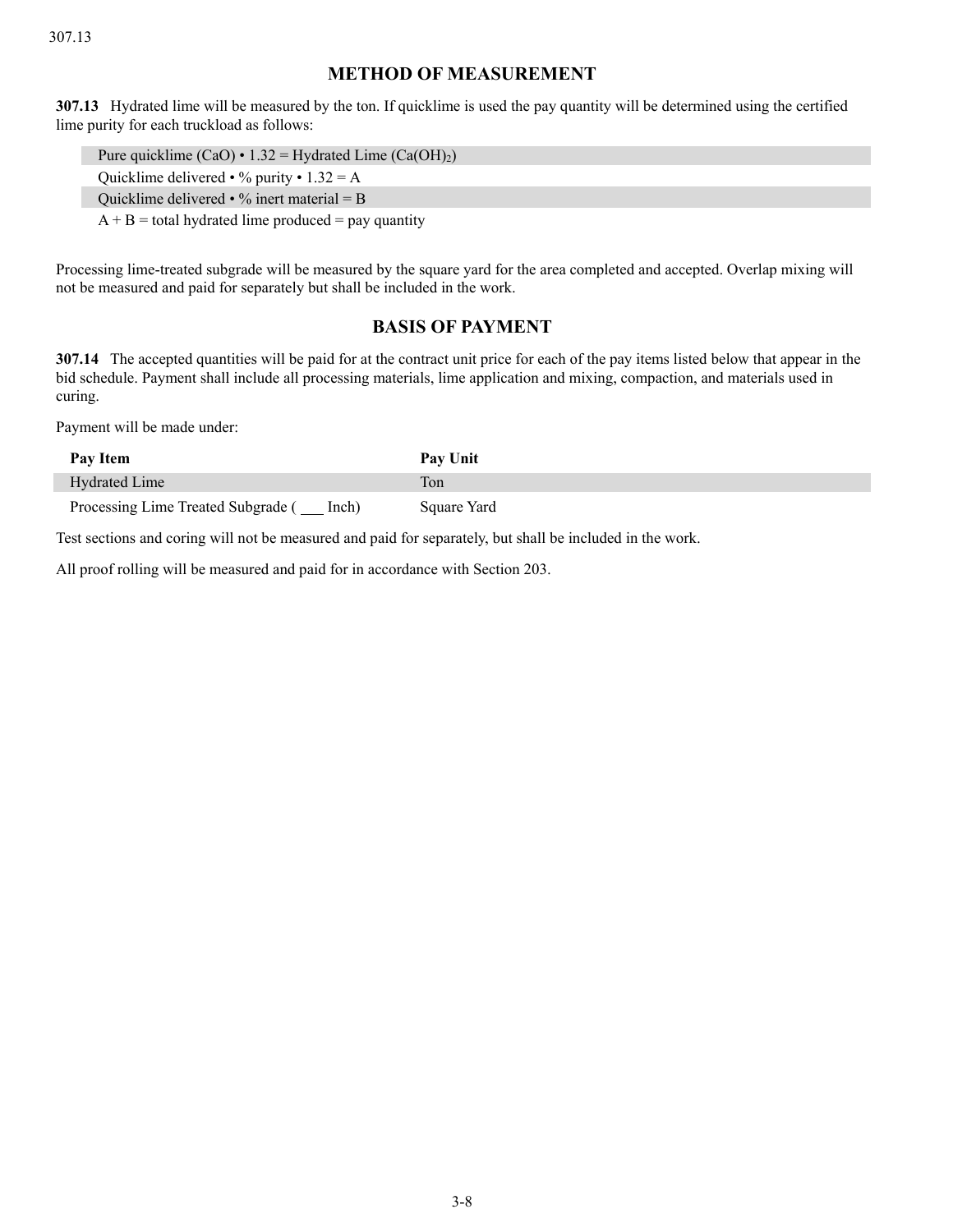## METHOD OF MEASUREMENT

**307.13** Hydrated lime will be measured by the ton. If quicklime is used the pay quantity will be determined using the certified lime purity for each truckload as follows:

| |
|---|
| Pure quicklime (CaO) • 1.32 = Hydrated Lime ($Ca(OH)_2$) |
| Quicklime delivered • % purity • 1.32 = A |
| Quicklime delivered • % inert material = B |
| A + B = total hydrated lime produced = pay quantity |

Processing lime-treated subgrade will be measured by the square yard for the area completed and accepted. Overlap mixing will not be measured and paid for separately but shall be included in the work.

## BASIS OF PAYMENT

**307.14** The accepted quantities will be paid for at the contract unit price for each of the pay items listed below that appear in the bid schedule. Payment shall include all processing materials, lime application and mixing, compaction, and materials used in curing.

Payment will be made under:

| Pay Item | Pay Unit |
|---|---|
| Hydrated Lime | Ton |
| Processing Lime Treated Subgrade ( ___ Inch) | Square Yard |

Test sections and coring will not be measured and paid for separately, but shall be included in the work.

All proof rolling will be measured and paid for in accordance with Section 203.